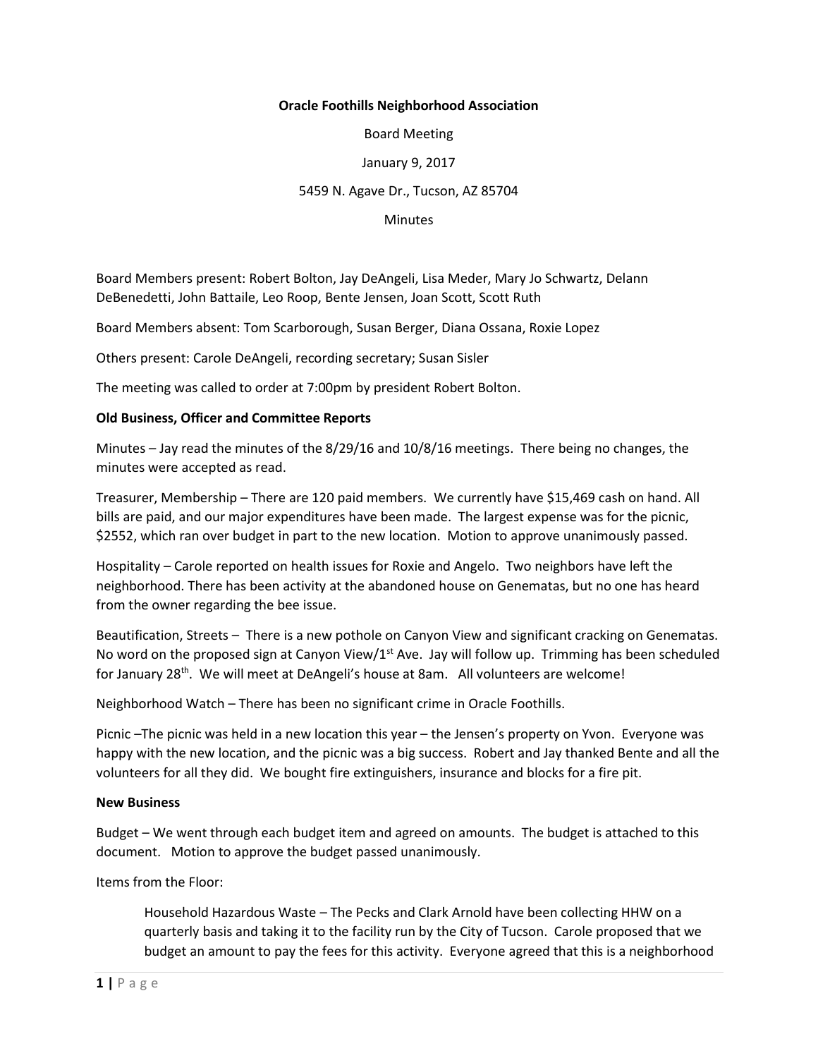**Oracle Foothills Neighborhood Association**

Board Meeting

January 9, 2017

5459 N. Agave Dr., Tucson, AZ 85704

Minutes

Board Members present: Robert Bolton, Jay DeAngeli, Lisa Meder, Mary Jo Schwartz, Delann DeBenedetti, John Battaile, Leo Roop, Bente Jensen, Joan Scott, Scott Ruth

Board Members absent: Tom Scarborough, Susan Berger, Diana Ossana, Roxie Lopez

Others present: Carole DeAngeli, recording secretary; Susan Sisler

The meeting was called to order at 7:00pm by president Robert Bolton.

**Old Business, Officer and Committee Reports**

Minutes – Jay read the minutes of the 8/29/16 and 10/8/16 meetings. There being no changes, the minutes were accepted as read.

Treasurer, Membership – There are 120 paid members. We currently have $15,469 cash on hand. All bills are paid, and our major expenditures have been made. The largest expense was for the picnic, $2552, which ran over budget in part to the new location. Motion to approve unanimously passed.

Hospitality – Carole reported on health issues for Roxie and Angelo. Two neighbors have left the neighborhood. There has been activity at the abandoned house on Genematas, but no one has heard from the owner regarding the bee issue.

Beautification, Streets – There is a new pothole on Canyon View and significant cracking on Genematas. No word on the proposed sign at Canyon View/1st Ave. Jay will follow up. Trimming has been scheduled for January 28th. We will meet at DeAngeli's house at 8am. All volunteers are welcome!

Neighborhood Watch – There has been no significant crime in Oracle Foothills.

Picnic –The picnic was held in a new location this year – the Jensen's property on Yvon. Everyone was happy with the new location, and the picnic was a big success. Robert and Jay thanked Bente and all the volunteers for all they did. We bought fire extinguishers, insurance and blocks for a fire pit.

**New Business**

Budget – We went through each budget item and agreed on amounts. The budget is attached to this document. Motion to approve the budget passed unanimously.

Items from the Floor:

> Household Hazardous Waste – The Pecks and Clark Arnold have been collecting HHW on a quarterly basis and taking it to the facility run by the City of Tucson. Carole proposed that we budget an amount to pay the fees for this activity. Everyone agreed that this is a neighborhood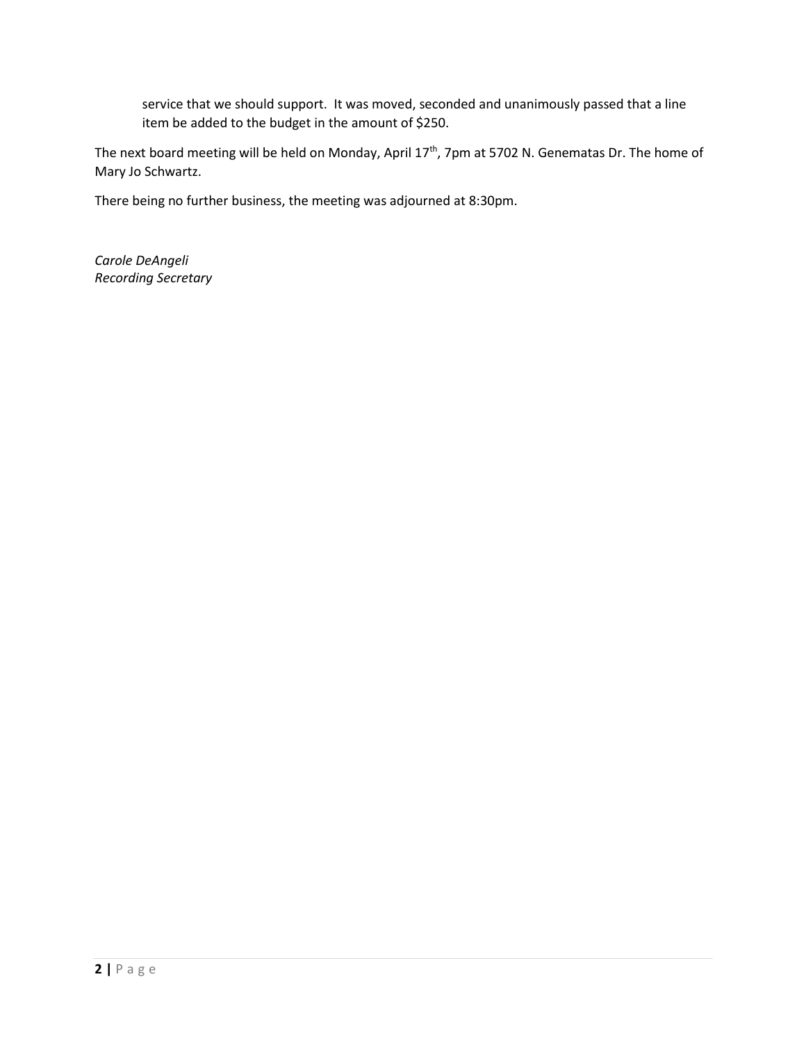service that we should support. It was moved, seconded and unanimously passed that a line item be added to the budget in the amount of $250.

The next board meeting will be held on Monday, April 17th, 7pm at 5702 N. Genematas Dr. The home of Mary Jo Schwartz.

There being no further business, the meeting was adjourned at 8:30pm.

*Carole DeAngeli*
*Recording Secretary*